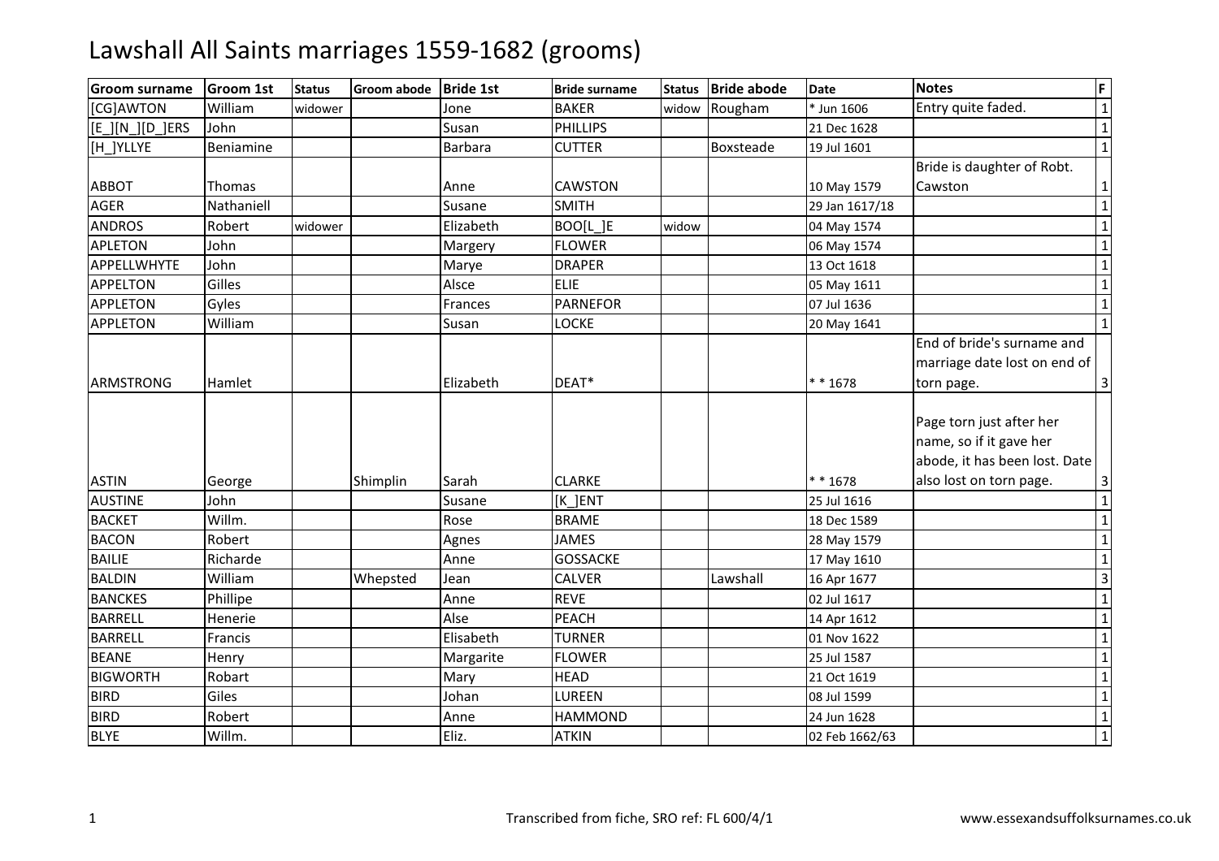# Lawshall All Saints marriages 1559-1682 (grooms)

| Groom surname | Groom 1st | Status | Groom abode | Bride 1st | Bride surname | Status | Bride abode | Date | Notes | F |
|---|---|---|---|---|---|---|---|---|---|---|
| [CG]AWTON | William | widower | | Jone | BAKER | widow | Rougham | * Jun 1606 | Entry quite faded. | 1 |
| [E_][N_][D_]ERS | John | | | Susan | PHILLIPS | | | 21 Dec 1628 | | 1 |
| [H_]YLLYE | Beniamine | | | Barbara | CUTTER | | Boxsteade | 19 Jul 1601 | | 1 |
| ABBOT | Thomas | | | Anne | CAWSTON | | | 10 May 1579 | Bride is daughter of Robt. Cawston | 1 |
| AGER | Nathaniell | | | Susane | SMITH | | | 29 Jan 1617/18 | | 1 |
| ANDROS | Robert | widower | | Elizabeth | BOO[L_]E | widow | | 04 May 1574 | | 1 |
| APLETON | John | | | Margery | FLOWER | | | 06 May 1574 | | 1 |
| APPELLWHYTE | John | | | Marye | DRAPER | | | 13 Oct 1618 | | 1 |
| APPELTON | Gilles | | | Alsce | ELIE | | | 05 May 1611 | | 1 |
| APPLETON | Gyles | | | Frances | PARNEFOR | | | 07 Jul 1636 | | 1 |
| APPLETON | William | | | Susan | LOCKE | | | 20 May 1641 | | 1 |
| ARMSTRONG | Hamlet | | | Elizabeth | DEAT* | | | * * 1678 | End of bride's surname and marriage date lost on end of torn page. | 3 |
| ASTIN | George | | Shimplin | Sarah | CLARKE | | | * * 1678 | Page torn just after her name, so if it gave her abode, it has been lost. Date also lost on torn page. | 3 |
| AUSTINE | John | | | Susane | [K_]ENT | | | 25 Jul 1616 | | 1 |
| BACKET | Willm. | | | Rose | BRAME | | | 18 Dec 1589 | | 1 |
| BACON | Robert | | | Agnes | JAMES | | | 28 May 1579 | | 1 |
| BAILIE | Richarde | | | Anne | GOSSACKE | | | 17 May 1610 | | 1 |
| BALDIN | William | | Whepsted | Jean | CALVER | | Lawshall | 16 Apr 1677 | | 3 |
| BANCKES | Phillipe | | | Anne | REVE | | | 02 Jul 1617 | | 1 |
| BARRELL | Henerie | | | Alse | PEACH | | | 14 Apr 1612 | | 1 |
| BARRELL | Francis | | | Elisabeth | TURNER | | | 01 Nov 1622 | | 1 |
| BEANE | Henry | | | Margarite | FLOWER | | | 25 Jul 1587 | | 1 |
| BIGWORTH | Robart | | | Mary | HEAD | | | 21 Oct 1619 | | 1 |
| BIRD | Giles | | | Johan | LUREEN | | | 08 Jul 1599 | | 1 |
| BIRD | Robert | | | Anne | HAMMOND | | | 24 Jun 1628 | | 1 |
| BLYE | Willm. | | | Eliz. | ATKIN | | | 02 Feb 1662/63 | | 1 |

Transcribed from fiche, SRO ref: FL 600/4/1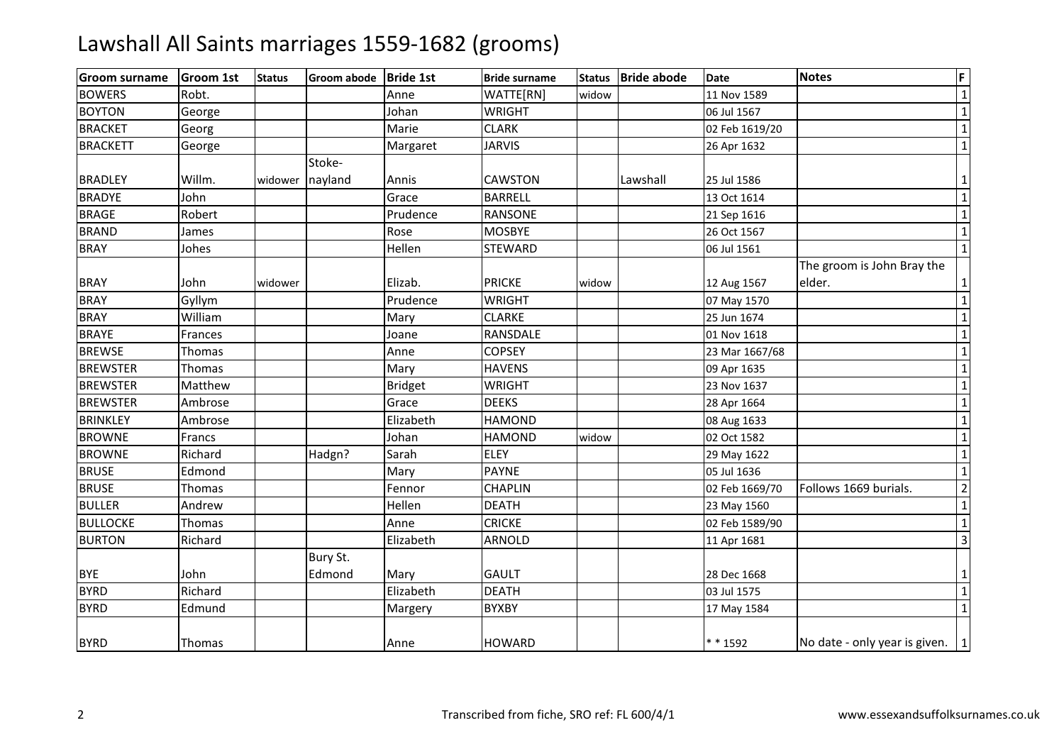# Lawshall All Saints marriages 1559-1682 (grooms)

| Groom surname | Groom 1st | Status | Groom abode | Bride 1st | Bride surname | Status | Bride abode | Date | Notes | F |
|---|---|---|---|---|---|---|---|---|---|---|
| BOWERS | Robt. | | | Anne | WATTE[RN] | widow | | 11 Nov 1589 | | 1 |
| BOYTON | George | | | Johan | WRIGHT | | | 06 Jul 1567 | | 1 |
| BRACKET | Georg | | | Marie | CLARK | | | 02 Feb 1619/20 | | 1 |
| BRACKETT | George | | | Margaret | JARVIS | | | 26 Apr 1632 | | 1 |
| BRADLEY | Willm. | widower | Stoke-nayland | Annis | CAWSTON | | Lawshall | 25 Jul 1586 | | 1 |
| BRADYE | John | | | Grace | BARRELL | | | 13 Oct 1614 | | 1 |
| BRAGE | Robert | | | Prudence | RANSONE | | | 21 Sep 1616 | | 1 |
| BRAND | James | | | Rose | MOSBYE | | | 26 Oct 1567 | | 1 |
| BRAY | Johes | | | Hellen | STEWARD | | | 06 Jul 1561 | | 1 |
| BRAY | John | widower | | Elizab. | PRICKE | widow | | 12 Aug 1567 | The groom is John Bray the elder. | 1 |
| BRAY | Gyllym | | | Prudence | WRIGHT | | | 07 May 1570 | | 1 |
| BRAY | William | | | Mary | CLARKE | | | 25 Jun 1674 | | 1 |
| BRAYE | Frances | | | Joane | RANSDALE | | | 01 Nov 1618 | | 1 |
| BREWSE | Thomas | | | Anne | COPSEY | | | 23 Mar 1667/68 | | 1 |
| BREWSTER | Thomas | | | Mary | HAVENS | | | 09 Apr 1635 | | 1 |
| BREWSTER | Matthew | | | Bridget | WRIGHT | | | 23 Nov 1637 | | 1 |
| BREWSTER | Ambrose | | | Grace | DEEKS | | | 28 Apr 1664 | | 1 |
| BRINKLEY | Ambrose | | | Elizabeth | HAMOND | | | 08 Aug 1633 | | 1 |
| BROWNE | Francs | | | Johan | HAMOND | widow | | 02 Oct 1582 | | 1 |
| BROWNE | Richard | | Hadgn? | Sarah | ELEY | | | 29 May 1622 | | 1 |
| BRUSE | Edmond | | | Mary | PAYNE | | | 05 Jul 1636 | | 1 |
| BRUSE | Thomas | | | Fennor | CHAPLIN | | | 02 Feb 1669/70 | Follows 1669 burials. | 2 |
| BULLER | Andrew | | | Hellen | DEATH | | | 23 May 1560 | | 1 |
| BULLOCKE | Thomas | | | Anne | CRICKE | | | 02 Feb 1589/90 | | 1 |
| BURTON | Richard | | | Elizabeth | ARNOLD | | | 11 Apr 1681 | | 3 |
| BYE | John | | Bury St. Edmond | Mary | GAULT | | | 28 Dec 1668 | | 1 |
| BYRD | Richard | | | Elizabeth | DEATH | | | 03 Jul 1575 | | 1 |
| BYRD | Edmund | | | Margery | BYXBY | | | 17 May 1584 | | 1 |
| BYRD | Thomas | | | Anne | HOWARD | | | * * 1592 | No date - only year is given. | 1 |

Transcribed from fiche, SRO ref: FL 600/4/1

www.essexandsuffolksurnames.co.uk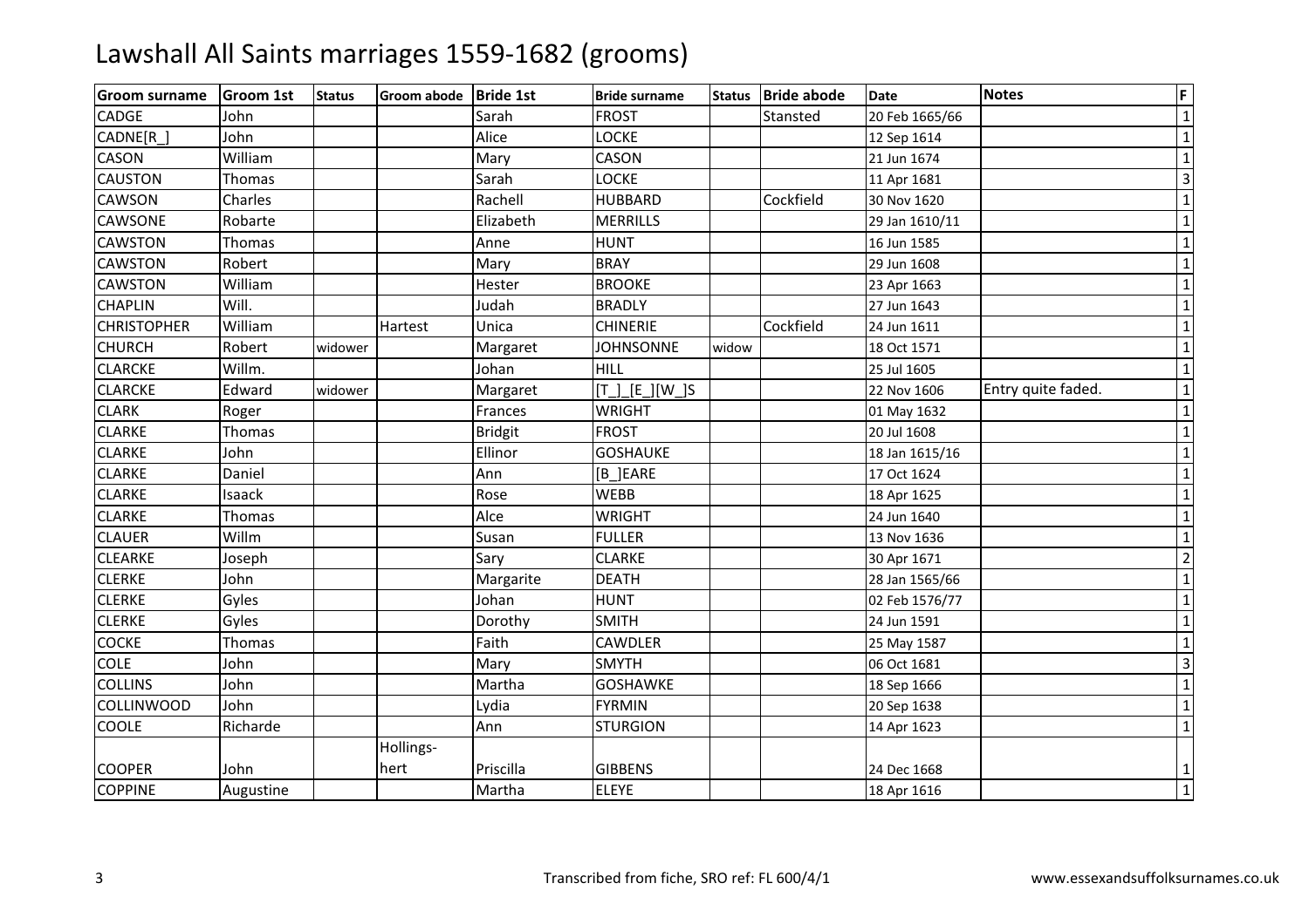# Lawshall All Saints marriages 1559-1682 (grooms)

| Groom surname | Groom 1st | Status | Groom abode | Bride 1st | Bride surname | Status | Bride abode | Date | Notes | F |
|---|---|---|---|---|---|---|---|---|---|---|
| CADGE | John | | | Sarah | FROST | | Stansted | 20 Feb 1665/66 | | 1 |
| CADNE[R_] | John | | | Alice | LOCKE | | | 12 Sep 1614 | | 1 |
| CASON | William | | | Mary | CASON | | | 21 Jun 1674 | | 1 |
| CAUSTON | Thomas | | | Sarah | LOCKE | | | 11 Apr 1681 | | 3 |
| CAWSON | Charles | | | Rachell | HUBBARD | | Cockfield | 30 Nov 1620 | | 1 |
| CAWSONE | Robarte | | | Elizabeth | MERRILLS | | | 29 Jan 1610/11 | | 1 |
| CAWSTON | Thomas | | | Anne | HUNT | | | 16 Jun 1585 | | 1 |
| CAWSTON | Robert | | | Mary | BRAY | | | 29 Jun 1608 | | 1 |
| CAWSTON | William | | | Hester | BROOKE | | | 23 Apr 1663 | | 1 |
| CHAPLIN | Will. | | | Judah | BRADLY | | | 27 Jun 1643 | | 1 |
| CHRISTOPHER | William | | Hartest | Unica | CHINERIE | | Cockfield | 24 Jun 1611 | | 1 |
| CHURCH | Robert | widower | | Margaret | JOHNSONNE | widow | | 18 Oct 1571 | | 1 |
| CLARCKE | Willm. | | | Johan | HILL | | | 25 Jul 1605 | | 1 |
| CLARCKE | Edward | widower | | Margaret | [T_]_[E_][W_]S | | | 22 Nov 1606 | Entry quite faded. | 1 |
| CLARK | Roger | | | Frances | WRIGHT | | | 01 May 1632 | | 1 |
| CLARKE | Thomas | | | Bridgit | FROST | | | 20 Jul 1608 | | 1 |
| CLARKE | John | | | Ellinor | GOSHAUKE | | | 18 Jan 1615/16 | | 1 |
| CLARKE | Daniel | | | Ann | [B_]EARE | | | 17 Oct 1624 | | 1 |
| CLARKE | Isaack | | | Rose | WEBB | | | 18 Apr 1625 | | 1 |
| CLARKE | Thomas | | | Alce | WRIGHT | | | 24 Jun 1640 | | 1 |
| CLAUER | Willm | | | Susan | FULLER | | | 13 Nov 1636 | | 1 |
| CLEARKE | Joseph | | | Sary | CLARKE | | | 30 Apr 1671 | | 2 |
| CLERKE | John | | | Margarite | DEATH | | | 28 Jan 1565/66 | | 1 |
| CLERKE | Gyles | | | Johan | HUNT | | | 02 Feb 1576/77 | | 1 |
| CLERKE | Gyles | | | Dorothy | SMITH | | | 24 Jun 1591 | | 1 |
| COCKE | Thomas | | | Faith | CAWDLER | | | 25 May 1587 | | 1 |
| COLE | John | | | Mary | SMYTH | | | 06 Oct 1681 | | 3 |
| COLLINS | John | | | Martha | GOSHAWKE | | | 18 Sep 1666 | | 1 |
| COLLINWOOD | John | | | Lydia | FYRMIN | | | 20 Sep 1638 | | 1 |
| COOLE | Richarde | | | Ann | STURGION | | | 14 Apr 1623 | | 1 |
| COOPER | John | | Hollings-hert | Priscilla | GIBBENS | | | 24 Dec 1668 | | 1 |
| COPPINE | Augustine | | | Martha | ELEYE | | | 18 Apr 1616 | | 1 |

Transcribed from fiche, SRO ref: FL 600/4/1

www.essexandsuffolksurnames.co.uk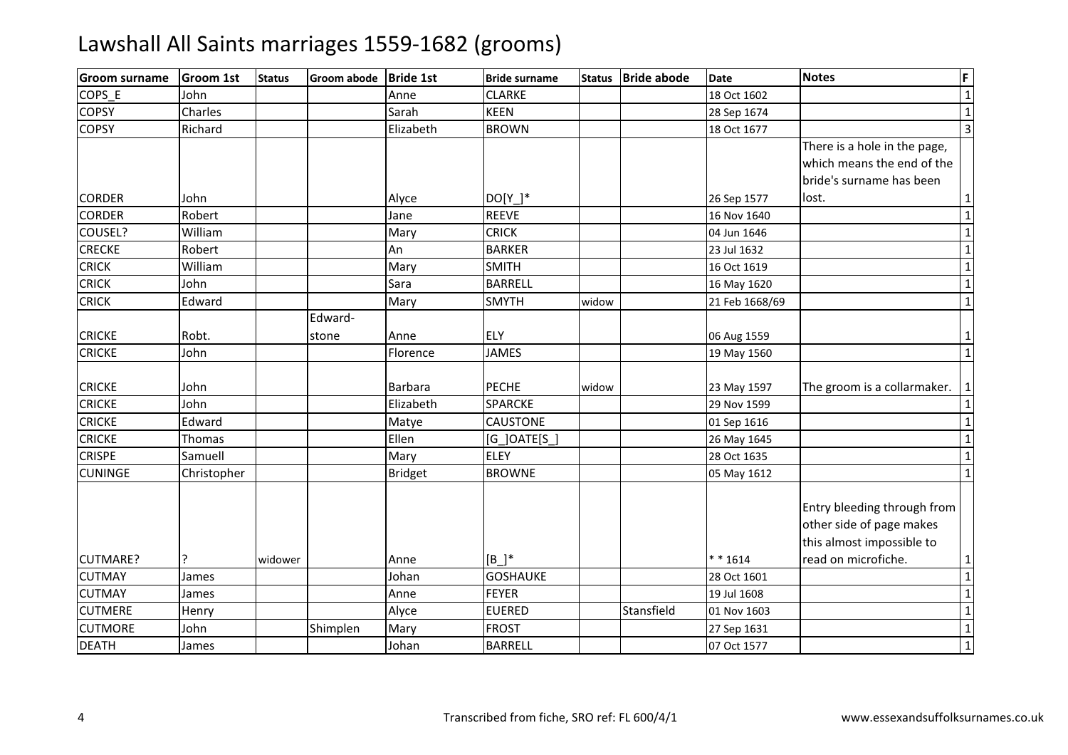# Lawshall All Saints marriages 1559-1682 (grooms)

| Groom surname | Groom 1st | Status | Groom abode | Bride 1st | Bride surname | Status | Bride abode | Date | Notes | F |
|---|---|---|---|---|---|---|---|---|---|---|
| COPS_E | John | | | Anne | CLARKE | | | 18 Oct 1602 | | 1 |
| COPSY | Charles | | | Sarah | KEEN | | | 28 Sep 1674 | | 1 |
| COPSY | Richard | | | Elizabeth | BROWN | | | 18 Oct 1677 | | 3 |
| CORDER | John | | | Alyce | DO[Y_]* | | | 26 Sep 1577 | There is a hole in the page, which means the end of the bride's surname has been lost. | 1 |
| CORDER | Robert | | | Jane | REEVE | | | 16 Nov 1640 | | 1 |
| COUSEL? | William | | | Mary | CRICK | | | 04 Jun 1646 | | 1 |
| CRECKE | Robert | | | An | BARKER | | | 23 Jul 1632 | | 1 |
| CRICK | William | | | Mary | SMITH | | | 16 Oct 1619 | | 1 |
| CRICK | John | | | Sara | BARRELL | | | 16 May 1620 | | 1 |
| CRICK | Edward | | | Mary | SMYTH | widow | | 21 Feb 1668/69 | | 1 |
| CRICKE | Robt. | | Edward-stone | Anne | ELY | | | 06 Aug 1559 | | 1 |
| CRICKE | John | | | Florence | JAMES | | | 19 May 1560 | | 1 |
| CRICKE | John | | | Barbara | PECHE | widow | | 23 May 1597 | The groom is a collarmaker. | 1 |
| CRICKE | John | | | Elizabeth | SPARCKE | | | 29 Nov 1599 | | 1 |
| CRICKE | Edward | | | Matye | CAUSTONE | | | 01 Sep 1616 | | 1 |
| CRICKE | Thomas | | | Ellen | [G_]OATE[S_] | | | 26 May 1645 | | 1 |
| CRISPE | Samuell | | | Mary | ELEY | | | 28 Oct 1635 | | 1 |
| CUNINGE | Christopher | | | Bridget | BROWNE | | | 05 May 1612 | | 1 |
| CUTMARE? | ? | widower | | Anne | [B_]* | | | * * 1614 | Entry bleeding through from other side of page makes this almost impossible to read on microfiche. | 1 |
| CUTMAY | James | | | Johan | GOSHAUKE | | | 28 Oct 1601 | | 1 |
| CUTMAY | James | | | Anne | FEYER | | | 19 Jul 1608 | | 1 |
| CUTMERE | Henry | | | Alyce | EUERED | | Stansfield | 01 Nov 1603 | | 1 |
| CUTMORE | John | | Shimplen | Mary | FROST | | | 27 Sep 1631 | | 1 |
| DEATH | James | | | Johan | BARRELL | | | 07 Oct 1577 | | 1 |

Transcribed from fiche, SRO ref: FL 600/4/1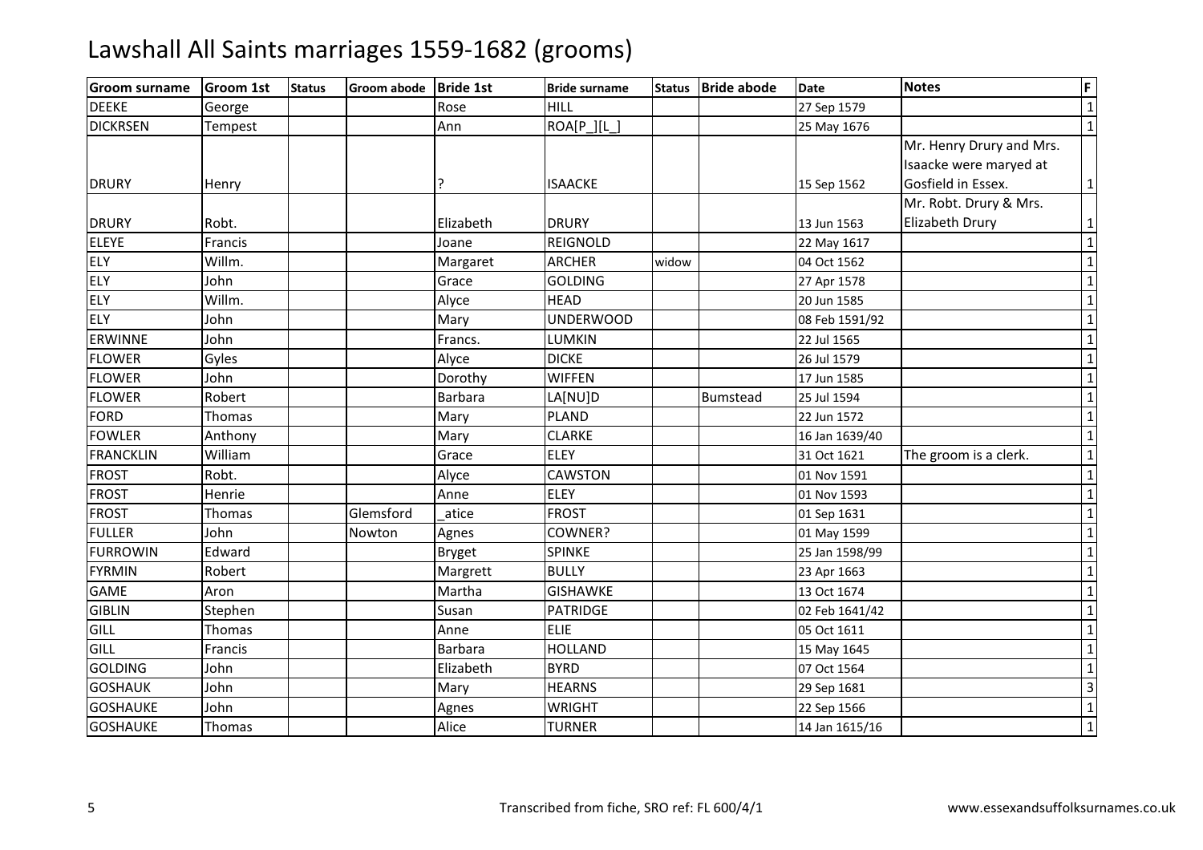# Lawshall All Saints marriages 1559-1682 (grooms)

| Groom surname | Groom 1st | Status | Groom abode | Bride 1st | Bride surname | Status | Bride abode | Date | Notes | F |
|---|---|---|---|---|---|---|---|---|---|---|
| DEEKE | George | | | Rose | HILL | | | 27 Sep 1579 | | 1 |
| DICKRSEN | Tempest | | | Ann | ROA[P_][L_] | | | 25 May 1676 | | 1 |
| DRURY | Henry | | | ? | ISAACKE | | | 15 Sep 1562 | Mr. Henry Drury and Mrs. Isaacke were maryed at Gosfield in Essex. | 1 |
| DRURY | Robt. | | | Elizabeth | DRURY | | | 13 Jun 1563 | Mr. Robt. Drury & Mrs. Elizabeth Drury | 1 |
| ELEYE | Francis | | | Joane | REIGNOLD | | | 22 May 1617 | | 1 |
| ELY | Willm. | | | Margaret | ARCHER | widow | | 04 Oct 1562 | | 1 |
| ELY | John | | | Grace | GOLDING | | | 27 Apr 1578 | | 1 |
| ELY | Willm. | | | Alyce | HEAD | | | 20 Jun 1585 | | 1 |
| ELY | John | | | Mary | UNDERWOOD | | | 08 Feb 1591/92 | | 1 |
| ERWINNE | John | | | Francs. | LUMKIN | | | 22 Jul 1565 | | 1 |
| FLOWER | Gyles | | | Alyce | DICKE | | | 26 Jul 1579 | | 1 |
| FLOWER | John | | | Dorothy | WIFFEN | | | 17 Jun 1585 | | 1 |
| FLOWER | Robert | | | Barbara | LA[NU]D | | Bumstead | 25 Jul 1594 | | 1 |
| FORD | Thomas | | | Mary | PLAND | | | 22 Jun 1572 | | 1 |
| FOWLER | Anthony | | | Mary | CLARKE | | | 16 Jan 1639/40 | | 1 |
| FRANCKLIN | William | | | Grace | ELEY | | | 31 Oct 1621 | The groom is a clerk. | 1 |
| FROST | Robt. | | | Alyce | CAWSTON | | | 01 Nov 1591 | | 1 |
| FROST | Henrie | | | Anne | ELEY | | | 01 Nov 1593 | | 1 |
| FROST | Thomas | | Glemsford | _atice | FROST | | | 01 Sep 1631 | | 1 |
| FULLER | John | | Nowton | Agnes | COWNER? | | | 01 May 1599 | | 1 |
| FURROWIN | Edward | | | Bryget | SPINKE | | | 25 Jan 1598/99 | | 1 |
| FYRMIN | Robert | | | Margrett | BULLY | | | 23 Apr 1663 | | 1 |
| GAME | Aron | | | Martha | GISHAWKE | | | 13 Oct 1674 | | 1 |
| GIBLIN | Stephen | | | Susan | PATRIDGE | | | 02 Feb 1641/42 | | 1 |
| GILL | Thomas | | | Anne | ELIE | | | 05 Oct 1611 | | 1 |
| GILL | Francis | | | Barbara | HOLLAND | | | 15 May 1645 | | 1 |
| GOLDING | John | | | Elizabeth | BYRD | | | 07 Oct 1564 | | 1 |
| GOSHAUK | John | | | Mary | HEARNS | | | 29 Sep 1681 | | 3 |
| GOSHAUKE | John | | | Agnes | WRIGHT | | | 22 Sep 1566 | | 1 |
| GOSHAUKE | Thomas | | | Alice | TURNER | | | 14 Jan 1615/16 | | 1 |

Transcribed from fiche, SRO ref: FL 600/4/1

www.essexandsuffolksurnames.co.uk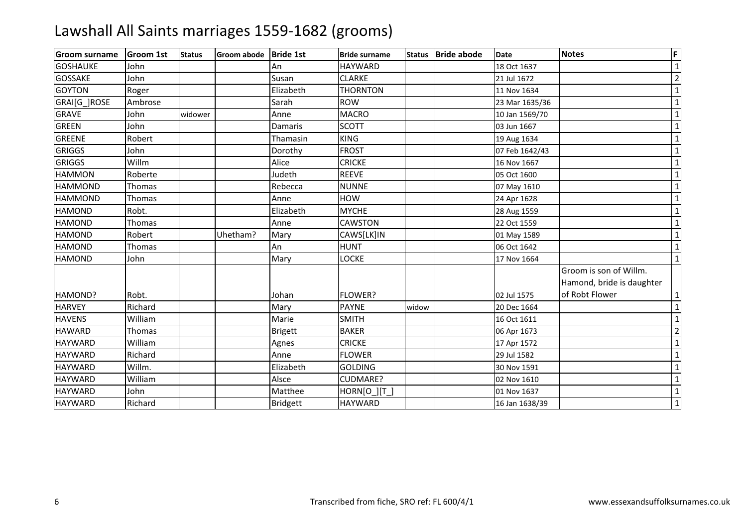# Lawshall All Saints marriages 1559-1682 (grooms)

| Groom surname | Groom 1st | Status | Groom abode | Bride 1st | Bride surname | Status | Bride abode | Date | Notes | F |
|---|---|---|---|---|---|---|---|---|---|---|
| GOSHAUKE | John | | | An | HAYWARD | | | 18 Oct 1637 | | 1 |
| GOSSAKE | John | | | Susan | CLARKE | | | 21 Jul 1672 | | 2 |
| GOYTON | Roger | | | Elizabeth | THORNTON | | | 11 Nov 1634 | | 1 |
| GRAI[G_]ROSE | Ambrose | | | Sarah | ROW | | | 23 Mar 1635/36 | | 1 |
| GRAVE | John | widower | | Anne | MACRO | | | 10 Jan 1569/70 | | 1 |
| GREEN | John | | | Damaris | SCOTT | | | 03 Jun 1667 | | 1 |
| GREENE | Robert | | | Thamasin | KING | | | 19 Aug 1634 | | 1 |
| GRIGGS | John | | | Dorothy | FROST | | | 07 Feb 1642/43 | | 1 |
| GRIGGS | Willm | | | Alice | CRICKE | | | 16 Nov 1667 | | 1 |
| HAMMON | Roberte | | | Judeth | REEVE | | | 05 Oct 1600 | | 1 |
| HAMMOND | Thomas | | | Rebecca | NUNNE | | | 07 May 1610 | | 1 |
| HAMMOND | Thomas | | | Anne | HOW | | | 24 Apr 1628 | | 1 |
| HAMOND | Robt. | | | Elizabeth | MYCHE | | | 28 Aug 1559 | | 1 |
| HAMOND | Thomas | | | Anne | CAWSTON | | | 22 Oct 1559 | | 1 |
| HAMOND | Robert | | Uhetham? | Mary | CAWS[LK]IN | | | 01 May 1589 | | 1 |
| HAMOND | Thomas | | | An | HUNT | | | 06 Oct 1642 | | 1 |
| HAMOND | John | | | Mary | LOCKE | | | 17 Nov 1664 | | 1 |
| HAMOND? | Robt. | | | Johan | FLOWER? | | | 02 Jul 1575 | Groom is son of Willm. Hamond, bride is daughter of Robt Flower | 1 |
| HARVEY | Richard | | | Mary | PAYNE | widow | | 20 Dec 1664 | | 1 |
| HAVENS | William | | | Marie | SMITH | | | 16 Oct 1611 | | 1 |
| HAWARD | Thomas | | | Brigett | BAKER | | | 06 Apr 1673 | | 2 |
| HAYWARD | William | | | Agnes | CRICKE | | | 17 Apr 1572 | | 1 |
| HAYWARD | Richard | | | Anne | FLOWER | | | 29 Jul 1582 | | 1 |
| HAYWARD | Willm. | | | Elizabeth | GOLDING | | | 30 Nov 1591 | | 1 |
| HAYWARD | William | | | Alsce | CUDMARE? | | | 02 Nov 1610 | | 1 |
| HAYWARD | John | | | Matthee | HORN[O_][T_] | | | 01 Nov 1637 | | 1 |
| HAYWARD | Richard | | | Bridgett | HAYWARD | | | 16 Jan 1638/39 | | 1 |

Transcribed from fiche, SRO ref: FL 600/4/1

www.essexandsuffolksurnames.co.uk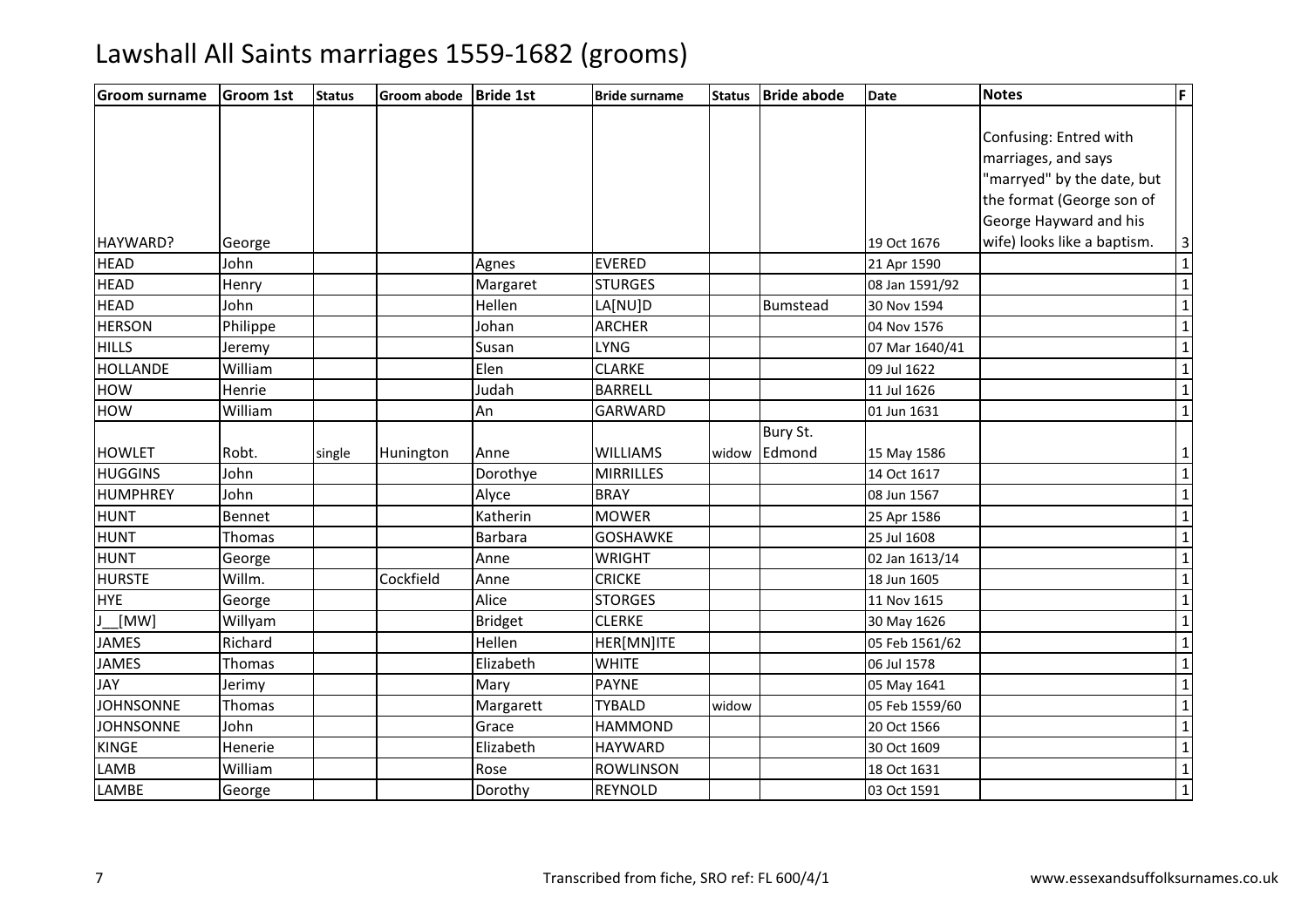# Lawshall All Saints marriages 1559-1682 (grooms)

| Groom surname | Groom 1st | Status | Groom abode | Bride 1st | Bride surname | Status | Bride abode | Date | Notes | F |
|---|---|---|---|---|---|---|---|---|---|---|
| HAYWARD? | George | | | | | | | 19 Oct 1676 | Confusing: Entred with marriages, and says "marryed" by the date, but the format (George son of George Hayward and his wife) looks like a baptism. | 3 |
| HEAD | John | | | Agnes | EVERED | | | 21 Apr 1590 | | 1 |
| HEAD | Henry | | | Margaret | STURGES | | | 08 Jan 1591/92 | | 1 |
| HEAD | John | | | Hellen | LA[NU]D | | Bumstead | 30 Nov 1594 | | 1 |
| HERSON | Philippe | | | Johan | ARCHER | | | 04 Nov 1576 | | 1 |
| HILLS | Jeremy | | | Susan | LYNG | | | 07 Mar 1640/41 | | 1 |
| HOLLANDE | William | | | Elen | CLARKE | | | 09 Jul 1622 | | 1 |
| HOW | Henrie | | | Judah | BARRELL | | | 11 Jul 1626 | | 1 |
| HOW | William | | | An | GARWARD | | | 01 Jun 1631 | | 1 |
| HOWLET | Robt. | single | Hunington | Anne | WILLIAMS | widow | Bury St. Edmond | 15 May 1586 | | 1 |
| HUGGINS | John | | | Dorothye | MIRRILLES | | | 14 Oct 1617 | | 1 |
| HUMPHREY | John | | | Alyce | BRAY | | | 08 Jun 1567 | | 1 |
| HUNT | Bennet | | | Katherin | MOWER | | | 25 Apr 1586 | | 1 |
| HUNT | Thomas | | | Barbara | GOSHAWKE | | | 25 Jul 1608 | | 1 |
| HUNT | George | | | Anne | WRIGHT | | | 02 Jan 1613/14 | | 1 |
| HURSTE | Willm. | | Cockfield | Anne | CRICKE | | | 18 Jun 1605 | | 1 |
| HYE | George | | | Alice | STORGES | | | 11 Nov 1615 | | 1 |
| J__[MW] | Willyam | | | Bridget | CLERKE | | | 30 May 1626 | | 1 |
| JAMES | Richard | | | Hellen | HER[MN]ITE | | | 05 Feb 1561/62 | | 1 |
| JAMES | Thomas | | | Elizabeth | WHITE | | | 06 Jul 1578 | | 1 |
| JAY | Jerimy | | | Mary | PAYNE | | | 05 May 1641 | | 1 |
| JOHNSONNE | Thomas | | | Margarett | TYBALD | widow | | 05 Feb 1559/60 | | 1 |
| JOHNSONNE | John | | | Grace | HAMMOND | | | 20 Oct 1566 | | 1 |
| KINGE | Henerie | | | Elizabeth | HAYWARD | | | 30 Oct 1609 | | 1 |
| LAMB | William | | | Rose | ROWLINSON | | | 18 Oct 1631 | | 1 |
| LAMBE | George | | | Dorothy | REYNOLD | | | 03 Oct 1591 | | 1 |

Transcribed from fiche, SRO ref: FL 600/4/1

www.essexandsuffolksurnames.co.uk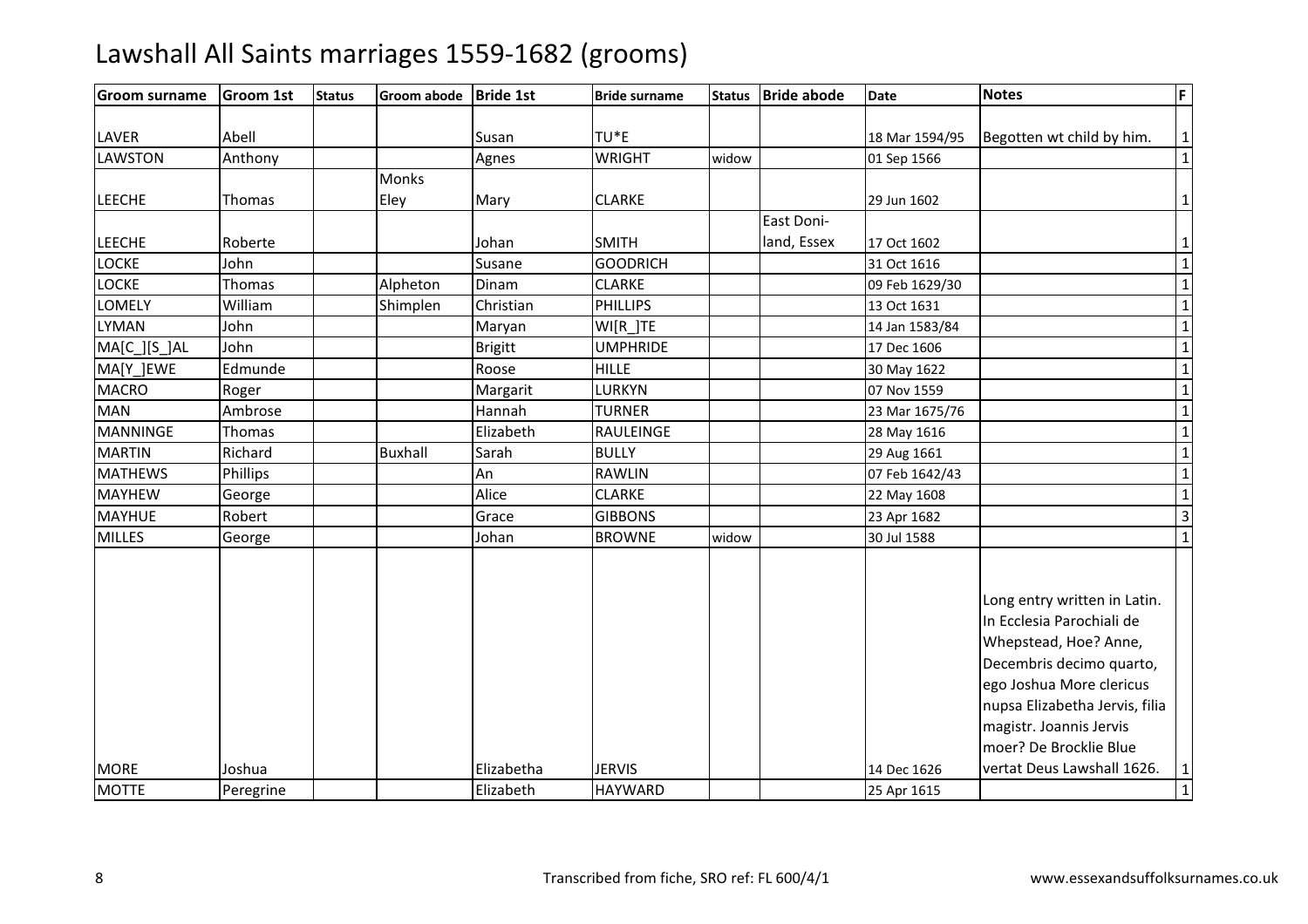# Lawshall All Saints marriages 1559-1682 (grooms)

| Groom surname | Groom 1st | Status | Groom abode | Bride 1st | Bride surname | Status | Bride abode | Date | Notes | F |
|---|---|---|---|---|---|---|---|---|---|---|
| LAVER | Abell | | | Susan | TU*E | | | 18 Mar 1594/95 | Begotten wt child by him. | 1 |
| LAWSTON | Anthony | | | Agnes | WRIGHT | widow | | 01 Sep 1566 | | 1 |
| LEECHE | Thomas | | Monks Eley | Mary | CLARKE | | | 29 Jun 1602 | | 1 |
| LEECHE | Roberte | | | Johan | SMITH | | East Doni-land, Essex | 17 Oct 1602 | | 1 |
| LOCKE | John | | | Susane | GOODRICH | | | 31 Oct 1616 | | 1 |
| LOCKE | Thomas | | Alpheton | Dinam | CLARKE | | | 09 Feb 1629/30 | | 1 |
| LOMELY | William | | Shimplen | Christian | PHILLIPS | | | 13 Oct 1631 | | 1 |
| LYMAN | John | | | Maryan | WI[R_]TE | | | 14 Jan 1583/84 | | 1 |
| MA[C_][S_]AL | John | | | Brigitt | UMPHRIDE | | | 17 Dec 1606 | | 1 |
| MA[Y_]EWE | Edmunde | | | Roose | HILLE | | | 30 May 1622 | | 1 |
| MACRO | Roger | | | Margarit | LURKYN | | | 07 Nov 1559 | | 1 |
| MAN | Ambrose | | | Hannah | TURNER | | | 23 Mar 1675/76 | | 1 |
| MANNINGE | Thomas | | | Elizabeth | RAULEINGE | | | 28 May 1616 | | 1 |
| MARTIN | Richard | | Buxhall | Sarah | BULLY | | | 29 Aug 1661 | | 1 |
| MATHEWS | Phillips | | | An | RAWLIN | | | 07 Feb 1642/43 | | 1 |
| MAYHEW | George | | | Alice | CLARKE | | | 22 May 1608 | | 1 |
| MAYHUE | Robert | | | Grace | GIBBONS | | | 23 Apr 1682 | | 3 |
| MILLES | George | | | Johan | BROWNE | widow | | 30 Jul 1588 | | 1 |
| MORE | Joshua | | | Elizabetha | JERVIS | | | 14 Dec 1626 | Long entry written in Latin. In Ecclesia Parochiali de Whepstead, Hoe? Anne, Decembris decimo quarto, ego Joshua More clericus nupsa Elizabetha Jervis, filia magistr. Joannis Jervis moer? De Brocklie Blue vertat Deus Lawshall 1626. | 1 |
| MOTTE | Peregrine | | | Elizabeth | HAYWARD | | | 25 Apr 1615 | | 1 |

Transcribed from fiche, SRO ref: FL 600/4/1

www.essexandsuffolksurnames.co.uk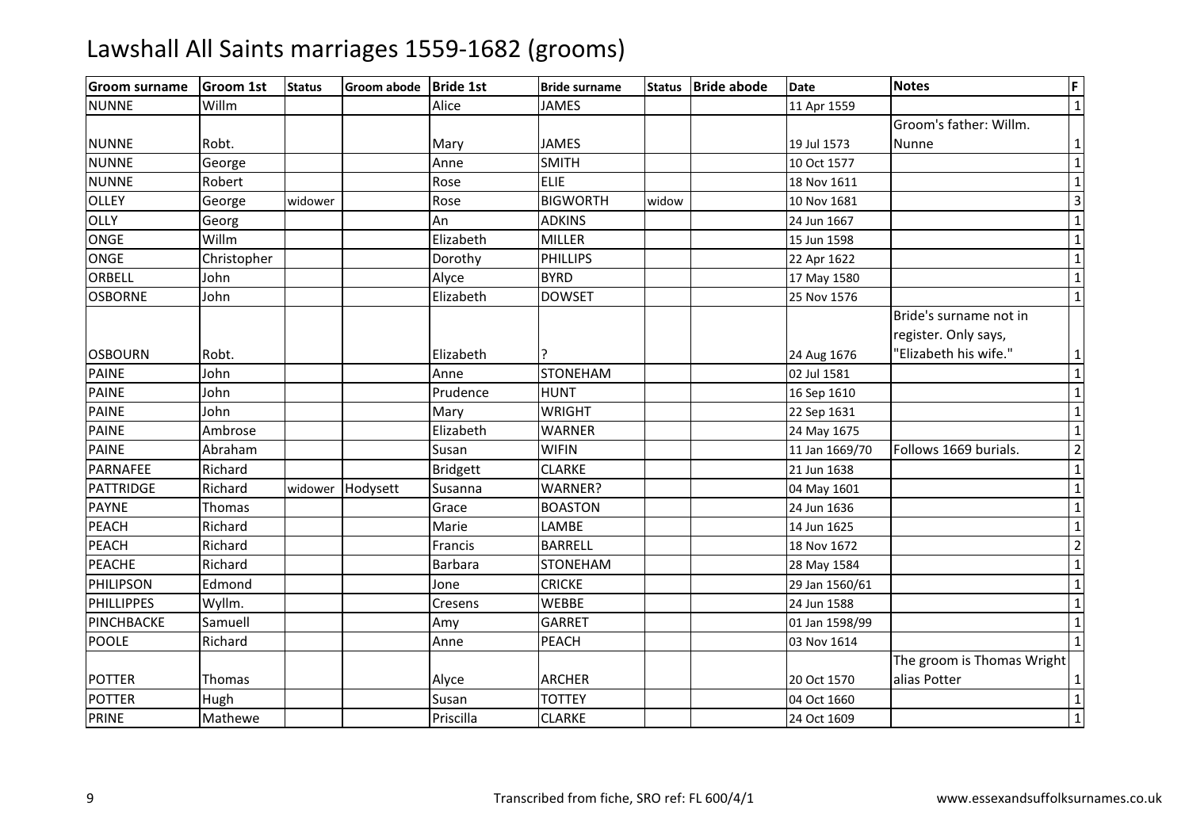# Lawshall All Saints marriages 1559-1682 (grooms)

| Groom surname | Groom 1st | Status | Groom abode | Bride 1st | Bride surname | Status | Bride abode | Date | Notes | F |
|---|---|---|---|---|---|---|---|---|---|---|
| NUNNE | Willm | | | Alice | JAMES | | | 11 Apr 1559 | | 1 |
| NUNNE | Robt. | | | Mary | JAMES | | | 19 Jul 1573 | Groom's father: Willm. Nunne | 1 |
| NUNNE | George | | | Anne | SMITH | | | 10 Oct 1577 | | 1 |
| NUNNE | Robert | | | Rose | ELIE | | | 18 Nov 1611 | | 1 |
| OLLEY | George | widower | | Rose | BIGWORTH | widow | | 10 Nov 1681 | | 3 |
| OLLY | Georg | | | An | ADKINS | | | 24 Jun 1667 | | 1 |
| ONGE | Willm | | | Elizabeth | MILLER | | | 15 Jun 1598 | | 1 |
| ONGE | Christopher | | | Dorothy | PHILLIPS | | | 22 Apr 1622 | | 1 |
| ORBELL | John | | | Alyce | BYRD | | | 17 May 1580 | | 1 |
| OSBORNE | John | | | Elizabeth | DOWSET | | | 25 Nov 1576 | | 1 |
| OSBOURN | Robt. | | | Elizabeth | ? | | | 24 Aug 1676 | Bride's surname not in register. Only says, "Elizabeth his wife." | 1 |
| PAINE | John | | | Anne | STONEHAM | | | 02 Jul 1581 | | 1 |
| PAINE | John | | | Prudence | HUNT | | | 16 Sep 1610 | | 1 |
| PAINE | John | | | Mary | WRIGHT | | | 22 Sep 1631 | | 1 |
| PAINE | Ambrose | | | Elizabeth | WARNER | | | 24 May 1675 | | 1 |
| PAINE | Abraham | | | Susan | WIFIN | | | 11 Jan 1669/70 | Follows 1669 burials. | 2 |
| PARNAFEE | Richard | | | Bridgett | CLARKE | | | 21 Jun 1638 | | 1 |
| PATTRIDGE | Richard | widower | Hodysett | Susanna | WARNER? | | | 04 May 1601 | | 1 |
| PAYNE | Thomas | | | Grace | BOASTON | | | 24 Jun 1636 | | 1 |
| PEACH | Richard | | | Marie | LAMBE | | | 14 Jun 1625 | | 1 |
| PEACH | Richard | | | Francis | BARRELL | | | 18 Nov 1672 | | 2 |
| PEACHE | Richard | | | Barbara | STONEHAM | | | 28 May 1584 | | 1 |
| PHILIPSON | Edmond | | | Jone | CRICKE | | | 29 Jan 1560/61 | | 1 |
| PHILLIPPES | Wyllm. | | | Cresens | WEBBE | | | 24 Jun 1588 | | 1 |
| PINCHBACKE | Samuell | | | Amy | GARRET | | | 01 Jan 1598/99 | | 1 |
| POOLE | Richard | | | Anne | PEACH | | | 03 Nov 1614 | | 1 |
| POTTER | Thomas | | | Alyce | ARCHER | | | 20 Oct 1570 | The groom is Thomas Wright alias Potter | 1 |
| POTTER | Hugh | | | Susan | TOTTEY | | | 04 Oct 1660 | | 1 |
| PRINE | Mathewe | | | Priscilla | CLARKE | | | 24 Oct 1609 | | 1 |

Transcribed from fiche, SRO ref: FL 600/4/1

www.essexandsuffolksurnames.co.uk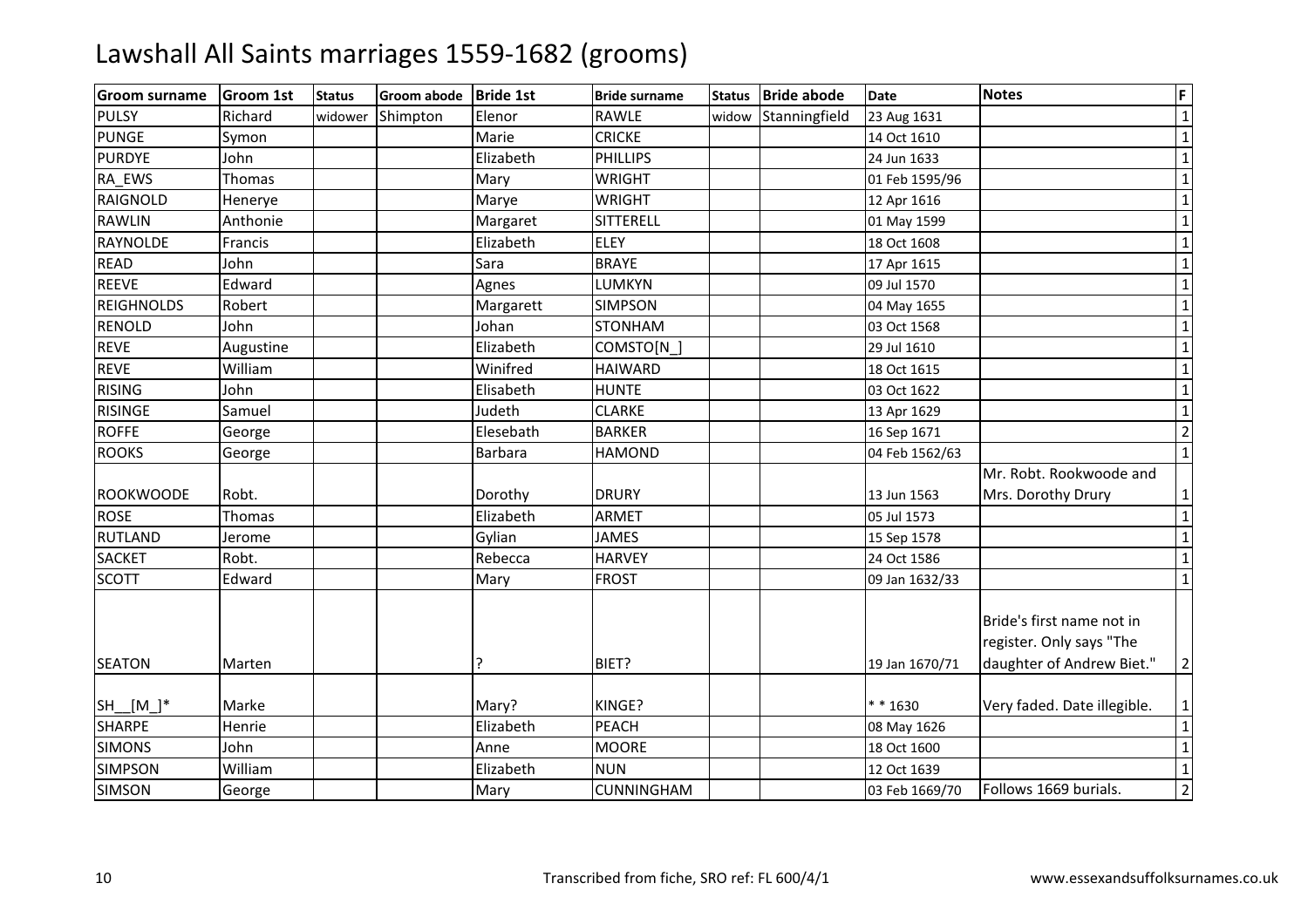# Lawshall All Saints marriages 1559-1682 (grooms)

| Groom surname | Groom 1st | Status | Groom abode | Bride 1st | Bride surname | Status | Bride abode | Date | Notes | F |
|---|---|---|---|---|---|---|---|---|---|---|
| PULSY | Richard | widower | Shimpton | Elenor | RAWLE | widow | Stanningfield | 23 Aug 1631 | | 1 |
| PUNGE | Symon | | | Marie | CRICKE | | | 14 Oct 1610 | | 1 |
| PURDYE | John | | | Elizabeth | PHILLIPS | | | 24 Jun 1633 | | 1 |
| RA_EWS | Thomas | | | Mary | WRIGHT | | | 01 Feb 1595/96 | | 1 |
| RAIGNOLD | Henerye | | | Marye | WRIGHT | | | 12 Apr 1616 | | 1 |
| RAWLIN | Anthonie | | | Margaret | SITTERELL | | | 01 May 1599 | | 1 |
| RAYNOLDE | Francis | | | Elizabeth | ELEY | | | 18 Oct 1608 | | 1 |
| READ | John | | | Sara | BRAYE | | | 17 Apr 1615 | | 1 |
| REEVE | Edward | | | Agnes | LUMKYN | | | 09 Jul 1570 | | 1 |
| REIGHNOLDS | Robert | | | Margarett | SIMPSON | | | 04 May 1655 | | 1 |
| RENOLD | John | | | Johan | STONHAM | | | 03 Oct 1568 | | 1 |
| REVE | Augustine | | | Elizabeth | COMSTO[N_] | | | 29 Jul 1610 | | 1 |
| REVE | William | | | Winifred | HAIWARD | | | 18 Oct 1615 | | 1 |
| RISING | John | | | Elisabeth | HUNTE | | | 03 Oct 1622 | | 1 |
| RISINGE | Samuel | | | Judeth | CLARKE | | | 13 Apr 1629 | | 1 |
| ROFFE | George | | | Elesebath | BARKER | | | 16 Sep 1671 | | 2 |
| ROOKS | George | | | Barbara | HAMOND | | | 04 Feb 1562/63 | | 1 |
| ROOKWOODE | Robt. | | | Dorothy | DRURY | | | 13 Jun 1563 | Mr. Robt. Rookwoode and Mrs. Dorothy Drury | 1 |
| ROSE | Thomas | | | Elizabeth | ARMET | | | 05 Jul 1573 | | 1 |
| RUTLAND | Jerome | | | Gylian | JAMES | | | 15 Sep 1578 | | 1 |
| SACKET | Robt. | | | Rebecca | HARVEY | | | 24 Oct 1586 | | 1 |
| SCOTT | Edward | | | Mary | FROST | | | 09 Jan 1632/33 | | 1 |
| SEATON | Marten | | | ? | BIET? | | | 19 Jan 1670/71 | Bride's first name not in register. Only says "The daughter of Andrew Biet." | 2 |
| SH__[M_]* | Marke | | | Mary? | KINGE? | | | * * 1630 | Very faded. Date illegible. | 1 |
| SHARPE | Henrie | | | Elizabeth | PEACH | | | 08 May 1626 | | 1 |
| SIMONS | John | | | Anne | MOORE | | | 18 Oct 1600 | | 1 |
| SIMPSON | William | | | Elizabeth | NUN | | | 12 Oct 1639 | | 1 |
| SIMSON | George | | | Mary | CUNNINGHAM | | | 03 Feb 1669/70 | Follows 1669 burials. | 2 |

Transcribed from fiche, SRO ref: FL 600/4/1 www.essexandsuffolksurnames.co.uk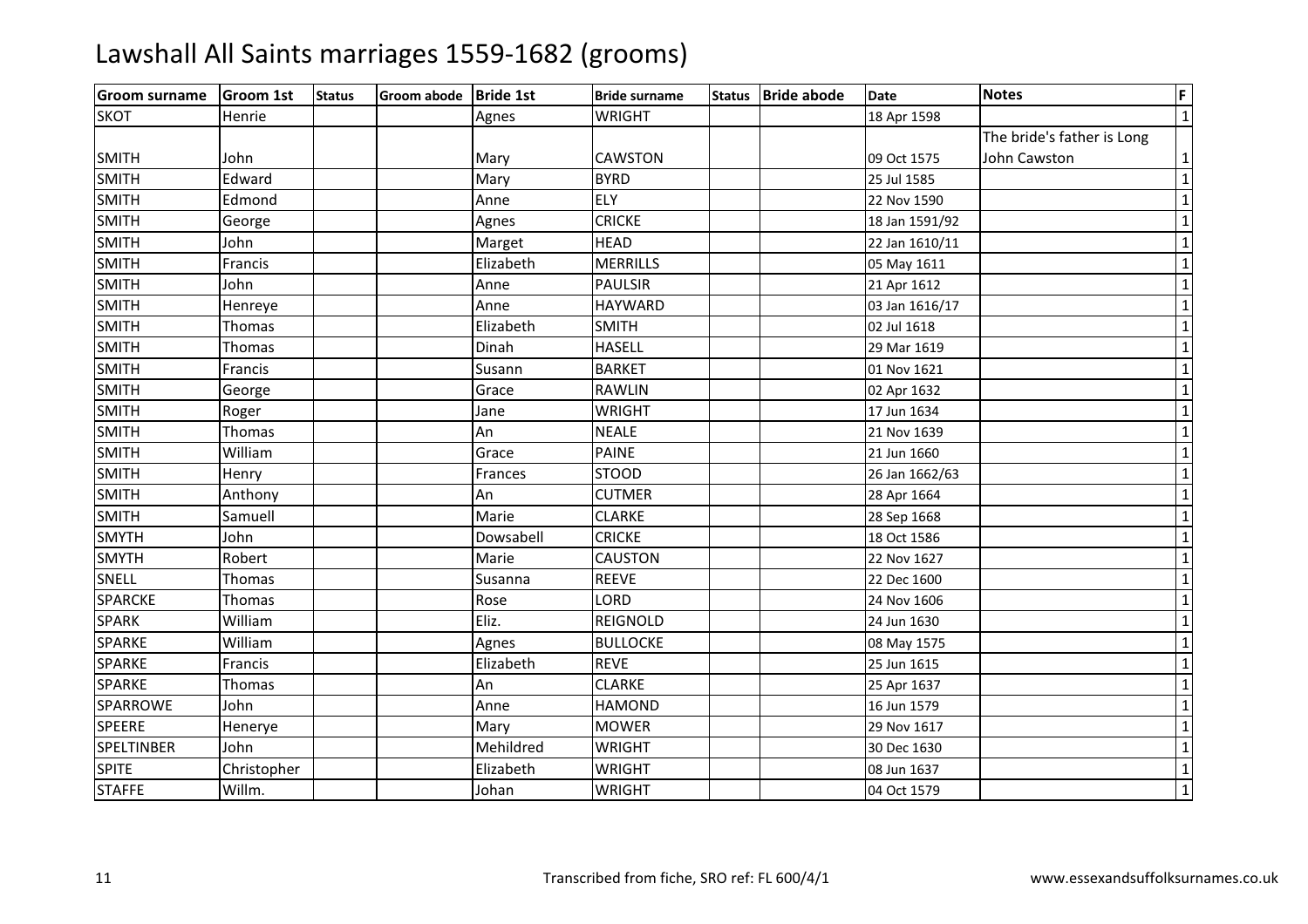# Lawshall All Saints marriages 1559-1682 (grooms)

| Groom surname | Groom 1st | Status | Groom abode | Bride 1st | Bride surname | Status | Bride abode | Date | Notes | F |
|---|---|---|---|---|---|---|---|---|---|---|
| SKOT | Henrie | | | Agnes | WRIGHT | | | 18 Apr 1598 | | 1 |
| SMITH | John | | | Mary | CAWSTON | | | 09 Oct 1575 | The bride's father is Long John Cawston | 1 |
| SMITH | Edward | | | Mary | BYRD | | | 25 Jul 1585 | | 1 |
| SMITH | Edmond | | | Anne | ELY | | | 22 Nov 1590 | | 1 |
| SMITH | George | | | Agnes | CRICKE | | | 18 Jan 1591/92 | | 1 |
| SMITH | John | | | Marget | HEAD | | | 22 Jan 1610/11 | | 1 |
| SMITH | Francis | | | Elizabeth | MERRILLS | | | 05 May 1611 | | 1 |
| SMITH | John | | | Anne | PAULSIR | | | 21 Apr 1612 | | 1 |
| SMITH | Henreye | | | Anne | HAYWARD | | | 03 Jan 1616/17 | | 1 |
| SMITH | Thomas | | | Elizabeth | SMITH | | | 02 Jul 1618 | | 1 |
| SMITH | Thomas | | | Dinah | HASELL | | | 29 Mar 1619 | | 1 |
| SMITH | Francis | | | Susann | BARKET | | | 01 Nov 1621 | | 1 |
| SMITH | George | | | Grace | RAWLIN | | | 02 Apr 1632 | | 1 |
| SMITH | Roger | | | Jane | WRIGHT | | | 17 Jun 1634 | | 1 |
| SMITH | Thomas | | | An | NEALE | | | 21 Nov 1639 | | 1 |
| SMITH | William | | | Grace | PAINE | | | 21 Jun 1660 | | 1 |
| SMITH | Henry | | | Frances | STOOD | | | 26 Jan 1662/63 | | 1 |
| SMITH | Anthony | | | An | CUTMER | | | 28 Apr 1664 | | 1 |
| SMITH | Samuell | | | Marie | CLARKE | | | 28 Sep 1668 | | 1 |
| SMYTH | John | | | Dowsabell | CRICKE | | | 18 Oct 1586 | | 1 |
| SMYTH | Robert | | | Marie | CAUSTON | | | 22 Nov 1627 | | 1 |
| SNELL | Thomas | | | Susanna | REEVE | | | 22 Dec 1600 | | 1 |
| SPARCKE | Thomas | | | Rose | LORD | | | 24 Nov 1606 | | 1 |
| SPARK | William | | | Eliz. | REIGNOLD | | | 24 Jun 1630 | | 1 |
| SPARKE | William | | | Agnes | BULLOCKE | | | 08 May 1575 | | 1 |
| SPARKE | Francis | | | Elizabeth | REVE | | | 25 Jun 1615 | | 1 |
| SPARKE | Thomas | | | An | CLARKE | | | 25 Apr 1637 | | 1 |
| SPARROWE | John | | | Anne | HAMOND | | | 16 Jun 1579 | | 1 |
| SPEERE | Henerye | | | Mary | MOWER | | | 29 Nov 1617 | | 1 |
| SPELTINBER | John | | | Mehildred | WRIGHT | | | 30 Dec 1630 | | 1 |
| SPITE | Christopher | | | Elizabeth | WRIGHT | | | 08 Jun 1637 | | 1 |
| STAFFE | Willm. | | | Johan | WRIGHT | | | 04 Oct 1579 | | 1 |

Transcribed from fiche, SRO ref: FL 600/4/1

www.essexandsuffolksurnames.co.uk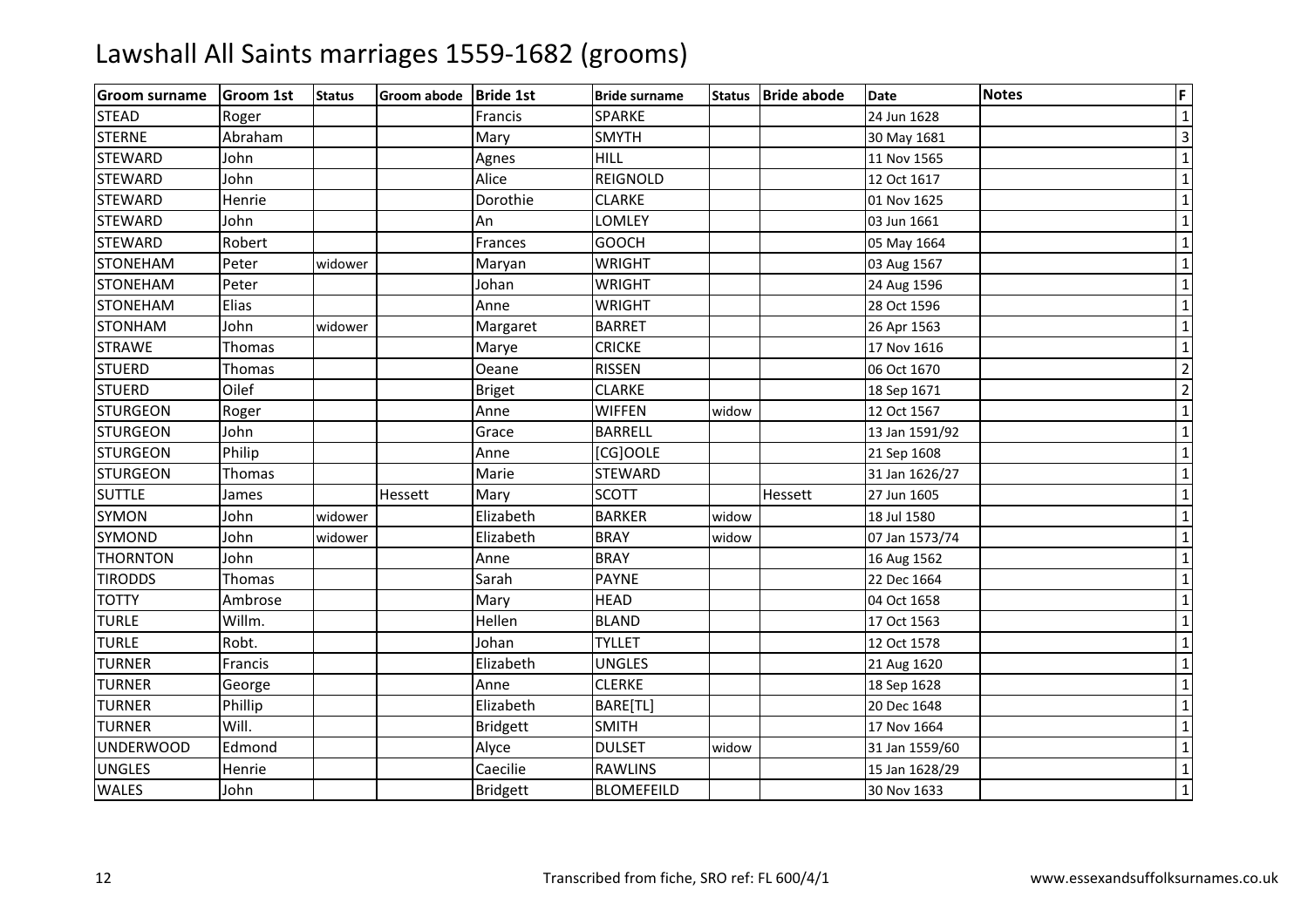# Lawshall All Saints marriages 1559-1682 (grooms)

| Groom surname | Groom 1st | Status | Groom abode | Bride 1st | Bride surname | Status | Bride abode | Date | Notes | F |
|---|---|---|---|---|---|---|---|---|---|---|
| STEAD | Roger | | | Francis | SPARKE | | | 24 Jun 1628 | | 1 |
| STERNE | Abraham | | | Mary | SMYTH | | | 30 May 1681 | | 3 |
| STEWARD | John | | | Agnes | HILL | | | 11 Nov 1565 | | 1 |
| STEWARD | John | | | Alice | REIGNOLD | | | 12 Oct 1617 | | 1 |
| STEWARD | Henrie | | | Dorothie | CLARKE | | | 01 Nov 1625 | | 1 |
| STEWARD | John | | | An | LOMLEY | | | 03 Jun 1661 | | 1 |
| STEWARD | Robert | | | Frances | GOOCH | | | 05 May 1664 | | 1 |
| STONEHAM | Peter | widower | | Maryan | WRIGHT | | | 03 Aug 1567 | | 1 |
| STONEHAM | Peter | | | Johan | WRIGHT | | | 24 Aug 1596 | | 1 |
| STONEHAM | Elias | | | Anne | WRIGHT | | | 28 Oct 1596 | | 1 |
| STONHAM | John | widower | | Margaret | BARRET | | | 26 Apr 1563 | | 1 |
| STRAWE | Thomas | | | Marye | CRICKE | | | 17 Nov 1616 | | 1 |
| STUERD | Thomas | | | Oeane | RISSEN | | | 06 Oct 1670 | | 2 |
| STUERD | Oilef | | | Briget | CLARKE | | | 18 Sep 1671 | | 2 |
| STURGEON | Roger | | | Anne | WIFFEN | widow | | 12 Oct 1567 | | 1 |
| STURGEON | John | | | Grace | BARRELL | | | 13 Jan 1591/92 | | 1 |
| STURGEON | Philip | | | Anne | [CG]OOLE | | | 21 Sep 1608 | | 1 |
| STURGEON | Thomas | | | Marie | STEWARD | | | 31 Jan 1626/27 | | 1 |
| SUTTLE | James | | Hessett | Mary | SCOTT | | Hessett | 27 Jun 1605 | | 1 |
| SYMON | John | widower | | Elizabeth | BARKER | widow | | 18 Jul 1580 | | 1 |
| SYMOND | John | widower | | Elizabeth | BRAY | widow | | 07 Jan 1573/74 | | 1 |
| THORNTON | John | | | Anne | BRAY | | | 16 Aug 1562 | | 1 |
| TIRODDS | Thomas | | | Sarah | PAYNE | | | 22 Dec 1664 | | 1 |
| TOTTY | Ambrose | | | Mary | HEAD | | | 04 Oct 1658 | | 1 |
| TURLE | Willm. | | | Hellen | BLAND | | | 17 Oct 1563 | | 1 |
| TURLE | Robt. | | | Johan | TYLLET | | | 12 Oct 1578 | | 1 |
| TURNER | Francis | | | Elizabeth | UNGLES | | | 21 Aug 1620 | | 1 |
| TURNER | George | | | Anne | CLERKE | | | 18 Sep 1628 | | 1 |
| TURNER | Phillip | | | Elizabeth | BARE[TL] | | | 20 Dec 1648 | | 1 |
| TURNER | Will. | | | Bridgett | SMITH | | | 17 Nov 1664 | | 1 |
| UNDERWOOD | Edmond | | | Alyce | DULSET | widow | | 31 Jan 1559/60 | | 1 |
| UNGLES | Henrie | | | Caecilie | RAWLINS | | | 15 Jan 1628/29 | | 1 |
| WALES | John | | | Bridgett | BLOMEFEILD | | | 30 Nov 1633 | | 1 |

Transcribed from fiche, SRO ref: FL 600/4/1 www.essexandsuffolksurnames.co.uk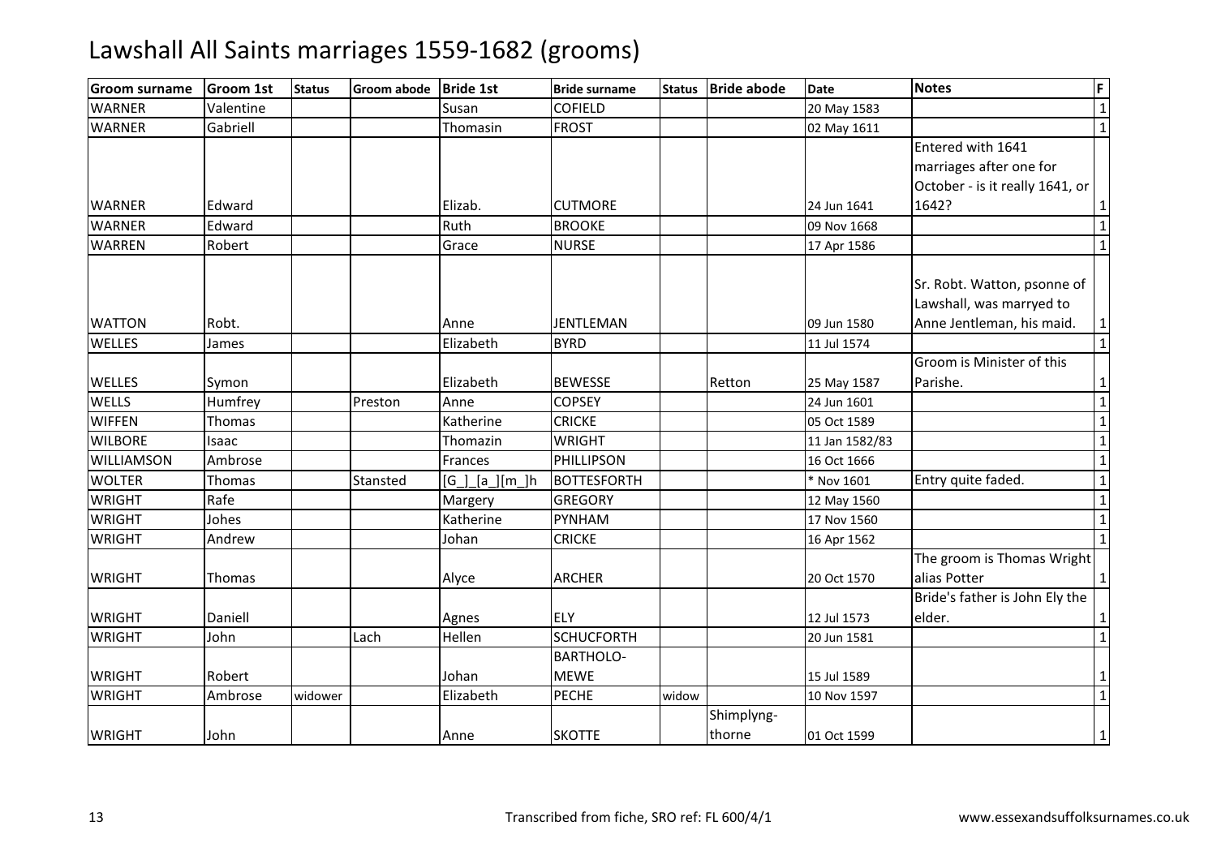# Lawshall All Saints marriages 1559-1682 (grooms)

| Groom surname | Groom 1st | Status | Groom abode | Bride 1st | Bride surname | Status | Bride abode | Date | Notes | F |
|---|---|---|---|---|---|---|---|---|---|---|
| WARNER | Valentine | | | Susan | COFIELD | | | 20 May 1583 | | 1 |
| WARNER | Gabriell | | | Thomasin | FROST | | | 02 May 1611 | | 1 |
| WARNER | Edward | | | Elizab. | CUTMORE | | | 24 Jun 1641 | Entered with 1641 marriages after one for October - is it really 1641, or 1642? | 1 |
| WARNER | Edward | | | Ruth | BROOKE | | | 09 Nov 1668 | | 1 |
| WARREN | Robert | | | Grace | NURSE | | | 17 Apr 1586 | | 1 |
| WATTON | Robt. | | | Anne | JENTLEMAN | | | 09 Jun 1580 | Sr. Robt. Watton, psonne of Lawshall, was marryed to Anne Jentleman, his maid. | 1 |
| WELLES | James | | | Elizabeth | BYRD | | | 11 Jul 1574 | | 1 |
| WELLES | Symon | | | Elizabeth | BEWESSE | | Retton | 25 May 1587 | Groom is Minister of this Parishe. | 1 |
| WELLS | Humfrey | | Preston | Anne | COPSEY | | | 24 Jun 1601 | | 1 |
| WIFFEN | Thomas | | | Katherine | CRICKE | | | 05 Oct 1589 | | 1 |
| WILBORE | Isaac | | | Thomazin | WRIGHT | | | 11 Jan 1582/83 | | 1 |
| WILLIAMSON | Ambrose | | | Frances | PHILLIPSON | | | 16 Oct 1666 | | 1 |
| WOLTER | Thomas | | Stansted | [G_]_[a_][m_]h | BOTTESFORTH | | | * Nov 1601 | Entry quite faded. | 1 |
| WRIGHT | Rafe | | | Margery | GREGORY | | | 12 May 1560 | | 1 |
| WRIGHT | Johes | | | Katherine | PYNHAM | | | 17 Nov 1560 | | 1 |
| WRIGHT | Andrew | | | Johan | CRICKE | | | 16 Apr 1562 | | 1 |
| WRIGHT | Thomas | | | Alyce | ARCHER | | | 20 Oct 1570 | The groom is Thomas Wright alias Potter | 1 |
| WRIGHT | Daniell | | | Agnes | ELY | | | 12 Jul 1573 | Bride's father is John Ely the elder. | 1 |
| WRIGHT | John | | Lach | Hellen | SCHUCFORTH | | | 20 Jun 1581 | | 1 |
| WRIGHT | Robert | | | Johan | BARTHOLO-MEWE | | | 15 Jul 1589 | | 1 |
| WRIGHT | Ambrose | widower | | Elizabeth | PECHE | widow | | 10 Nov 1597 | | 1 |
| WRIGHT | John | | | Anne | SKOTTE | | Shimplyng-thorne | 01 Oct 1599 | | 1 |

Transcribed from fiche, SRO ref: FL 600/4/1

www.essexandsuffolksurnames.co.uk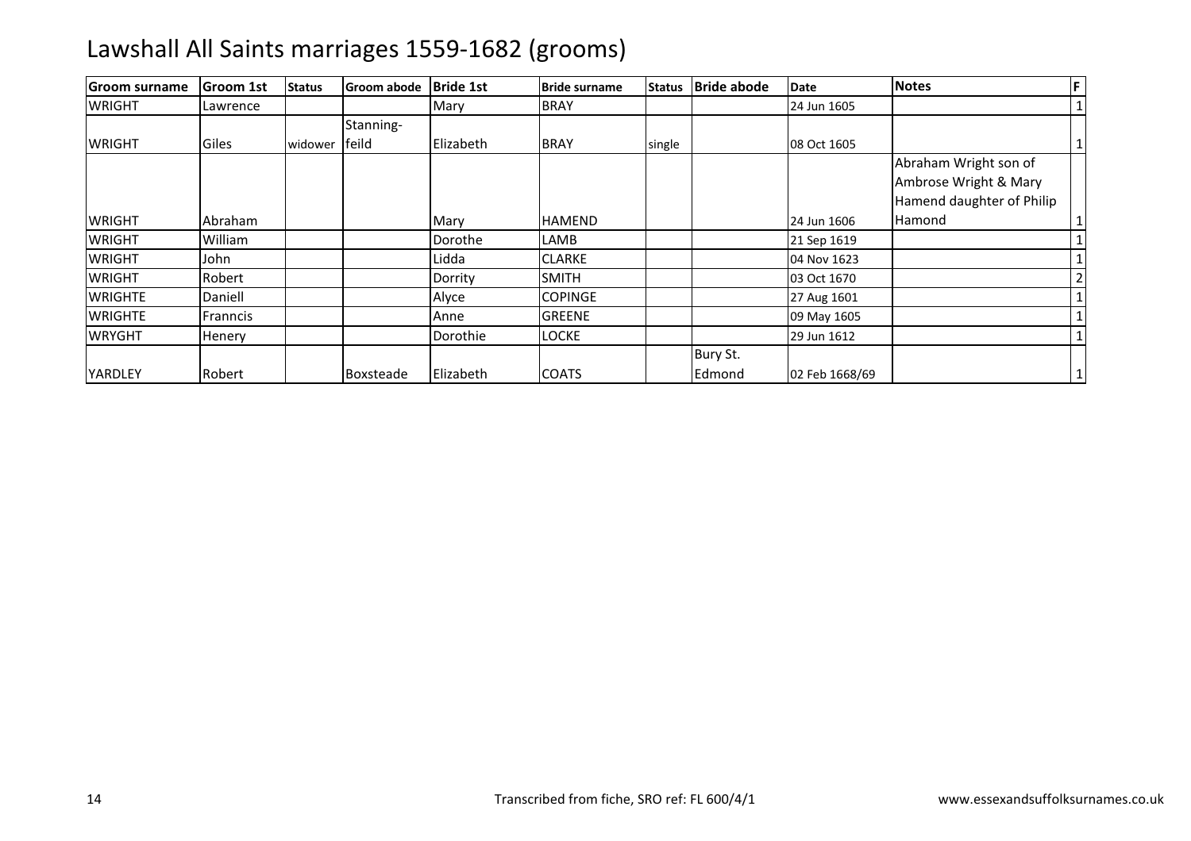# Lawshall All Saints marriages 1559-1682 (grooms)

| Groom surname | Groom 1st | Status | Groom abode | Bride 1st | Bride surname | Status | Bride abode | Date | Notes | F |
|---|---|---|---|---|---|---|---|---|---|---|
| WRIGHT | Lawrence | | | Mary | BRAY | | | 24 Jun 1605 | | 1 |
| WRIGHT | Giles | widower | Stanning-feild | Elizabeth | BRAY | single | | 08 Oct 1605 | | 1 |
| WRIGHT | Abraham | | | Mary | HAMEND | | | 24 Jun 1606 | Abraham Wright son of Ambrose Wright & Mary Hamend daughter of Philip Hamond | 1 |
| WRIGHT | William | | | Dorothe | LAMB | | | 21 Sep 1619 | | 1 |
| WRIGHT | John | | | Lidda | CLARKE | | | 04 Nov 1623 | | 1 |
| WRIGHT | Robert | | | Dorrity | SMITH | | | 03 Oct 1670 | | 2 |
| WRIGHTE | Daniell | | | Alyce | COPINGE | | | 27 Aug 1601 | | 1 |
| WRIGHTE | Franncis | | | Anne | GREENE | | | 09 May 1605 | | 1 |
| WRYGHT | Henery | | | Dorothie | LOCKE | | | 29 Jun 1612 | | 1 |
| YARDLEY | Robert | | Boxsteade | Elizabeth | COATS | | Bury St. Edmond | 02 Feb 1668/69 | | 1 |

Transcribed from fiche, SRO ref: FL 600/4/1

www.essexandsuffolksurnames.co.uk